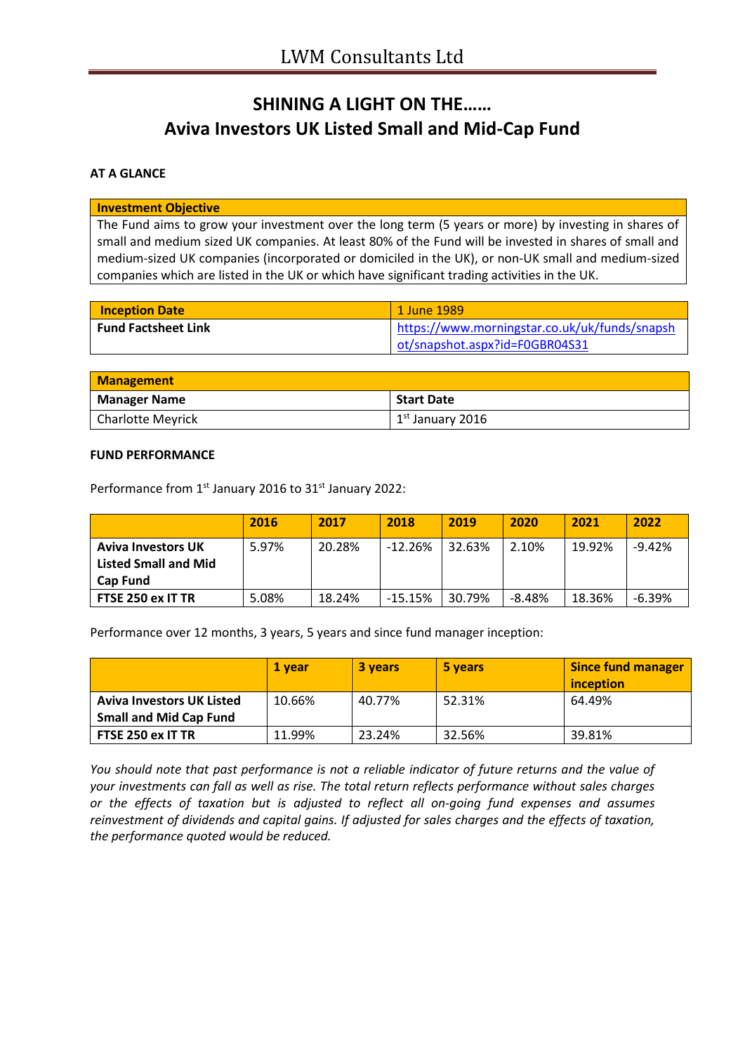# SHINING A LIGHT ON THE……
# Aviva Investors UK Listed Small and Mid-Cap Fund

**AT A GLANCE**

| **Investment Objective** |
|---|
| The Fund aims to grow your investment over the long term (5 years or more) by investing in shares of small and medium sized UK companies. At least 80% of the Fund will be invested in shares of small and medium-sized UK companies (incorporated or domiciled in the UK), or non-UK small and medium-sized companies which are listed in the UK or which have significant trading activities in the UK. |

| **Inception Date** | 1 June 1989 |
|---|---|
| **Fund Factsheet Link** | https://www.morningstar.co.uk/uk/funds/snapshot/snapshot.aspx?id=F0GBR04S31 |

| **Management** | |
|---|---|
| **Manager Name** | **Start Date** |
| Charlotte Meyrick | 1st January 2016 |

**FUND PERFORMANCE**

Performance from 1st January 2016 to 31st January 2022:

| | 2016 | 2017 | 2018 | 2019 | 2020 | 2021 | 2022 |
|---|---|---|---|---|---|---|---|
| **Aviva Investors UK Listed Small and Mid Cap Fund** | 5.97% | 20.28% | -12.26% | 32.63% | 2.10% | 19.92% | -9.42% |
| **FTSE 250 ex IT TR** | 5.08% | 18.24% | -15.15% | 30.79% | -8.48% | 18.36% | -6.39% |

Performance over 12 months, 3 years, 5 years and since fund manager inception:

| | 1 year | 3 years | 5 years | Since fund manager inception |
|---|---|---|---|---|
| **Aviva Investors UK Listed Small and Mid Cap Fund** | 10.66% | 40.77% | 52.31% | 64.49% |
| **FTSE 250 ex IT TR** | 11.99% | 23.24% | 32.56% | 39.81% |

*You should note that past performance is not a reliable indicator of future returns and the value of your investments can fall as well as rise. The total return reflects performance without sales charges or the effects of taxation but is adjusted to reflect all on-going fund expenses and assumes reinvestment of dividends and capital gains. If adjusted for sales charges and the effects of taxation, the performance quoted would be reduced.*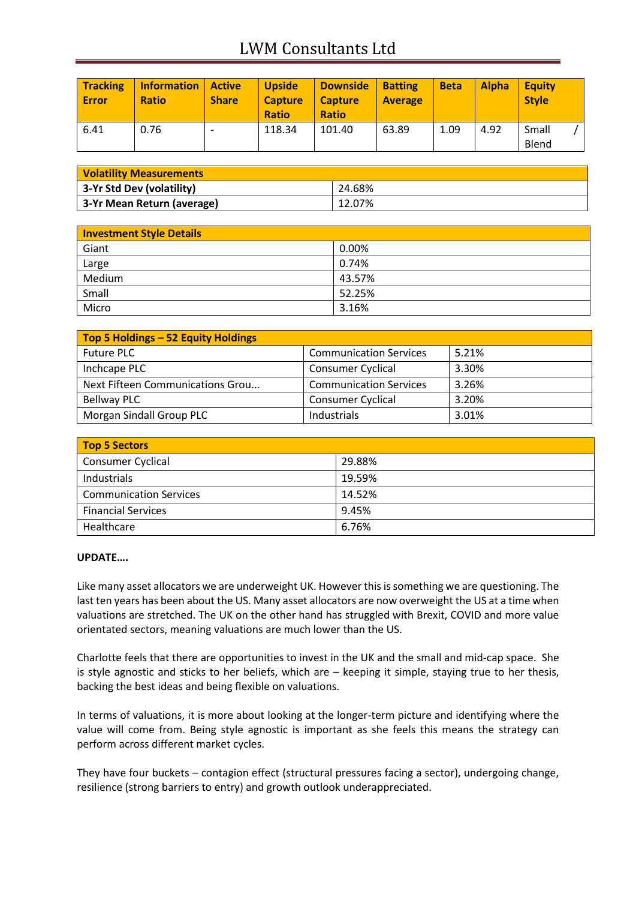| Tracking Error | Information Ratio | Active Share | Upside Capture Ratio | Downside Capture Ratio | Batting Average | Beta | Alpha | Equity Style |
|---|---|---|---|---|---|---|---|---|
| 6.41 | 0.76 | - | 118.34 | 101.40 | 63.89 | 1.09 | 4.92 | Small / Blend |

| Volatility Measurements | |
|---|---|
| **3-Yr Std Dev (volatility)** | 24.68% |
| **3-Yr Mean Return (average)** | 12.07% |

| Investment Style Details | |
|---|---|
| Giant | 0.00% |
| Large | 0.74% |
| Medium | 43.57% |
| Small | 52.25% |
| Micro | 3.16% |

| Top 5 Holdings – 52 Equity Holdings | | |
|---|---|---|
| Future PLC | Communication Services | 5.21% |
| Inchcape PLC | Consumer Cyclical | 3.30% |
| Next Fifteen Communications Grou... | Communication Services | 3.26% |
| Bellway PLC | Consumer Cyclical | 3.20% |
| Morgan Sindall Group PLC | Industrials | 3.01% |

| Top 5 Sectors | |
|---|---|
| Consumer Cyclical | 29.88% |
| Industrials | 19.59% |
| Communication Services | 14.52% |
| Financial Services | 9.45% |
| Healthcare | 6.76% |

**UPDATE….**

Like many asset allocators we are underweight UK. However this is something we are questioning. The last ten years has been about the US. Many asset allocators are now overweight the US at a time when valuations are stretched. The UK on the other hand has struggled with Brexit, COVID and more value orientated sectors, meaning valuations are much lower than the US.

Charlotte feels that there are opportunities to invest in the UK and the small and mid-cap space. She is style agnostic and sticks to her beliefs, which are – keeping it simple, staying true to her thesis, backing the best ideas and being flexible on valuations.

In terms of valuations, it is more about looking at the longer-term picture and identifying where the value will come from. Being style agnostic is important as she feels this means the strategy can perform across different market cycles.

They have four buckets – contagion effect (structural pressures facing a sector), undergoing change, resilience (strong barriers to entry) and growth outlook underappreciated.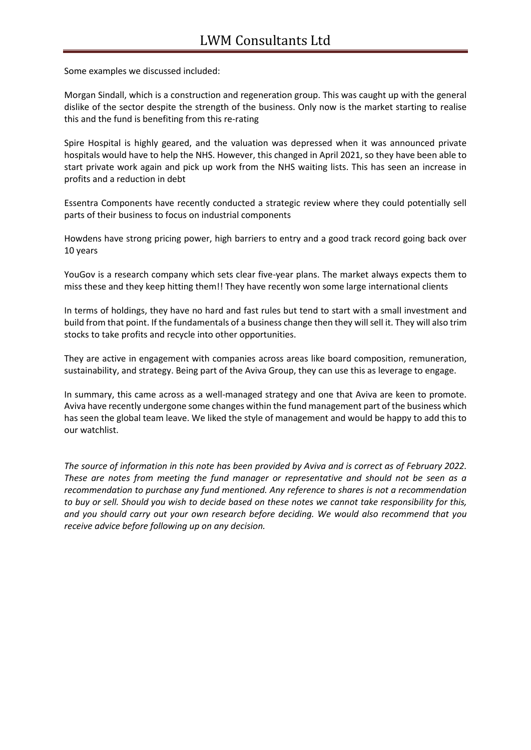Some examples we discussed included:

Morgan Sindall, which is a construction and regeneration group. This was caught up with the general dislike of the sector despite the strength of the business. Only now is the market starting to realise this and the fund is benefiting from this re-rating

Spire Hospital is highly geared, and the valuation was depressed when it was announced private hospitals would have to help the NHS. However, this changed in April 2021, so they have been able to start private work again and pick up work from the NHS waiting lists. This has seen an increase in profits and a reduction in debt

Essentra Components have recently conducted a strategic review where they could potentially sell parts of their business to focus on industrial components

Howdens have strong pricing power, high barriers to entry and a good track record going back over 10 years

YouGov is a research company which sets clear five-year plans. The market always expects them to miss these and they keep hitting them!! They have recently won some large international clients

In terms of holdings, they have no hard and fast rules but tend to start with a small investment and build from that point. If the fundamentals of a business change then they will sell it. They will also trim stocks to take profits and recycle into other opportunities.

They are active in engagement with companies across areas like board composition, remuneration, sustainability, and strategy. Being part of the Aviva Group, they can use this as leverage to engage.

In summary, this came across as a well-managed strategy and one that Aviva are keen to promote. Aviva have recently undergone some changes within the fund management part of the business which has seen the global team leave. We liked the style of management and would be happy to add this to our watchlist.

*The source of information in this note has been provided by Aviva and is correct as of February 2022. These are notes from meeting the fund manager or representative and should not be seen as a recommendation to purchase any fund mentioned. Any reference to shares is not a recommendation to buy or sell. Should you wish to decide based on these notes we cannot take responsibility for this, and you should carry out your own research before deciding. We would also recommend that you receive advice before following up on any decision.*